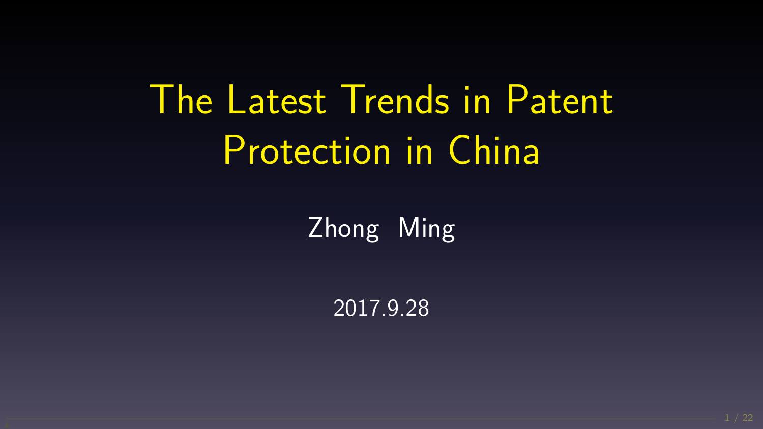# The Latest Trends in Patent Protection in China

Zhong Ming

2017.9.28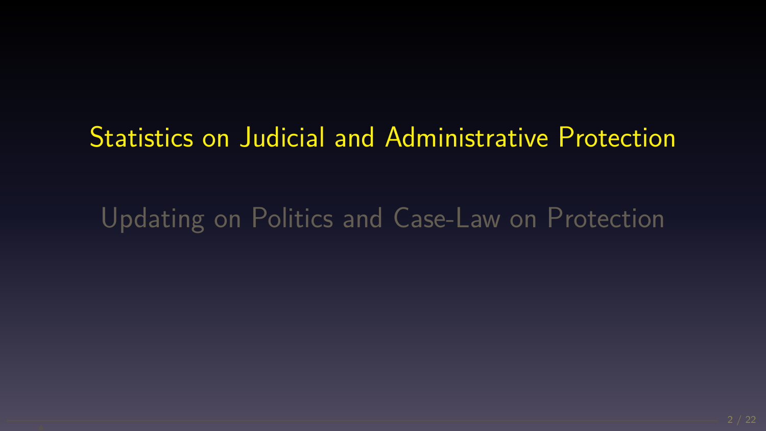## Statistics on Judicial and Administrative Protection

## Updating on Politics and Case-Law on Protection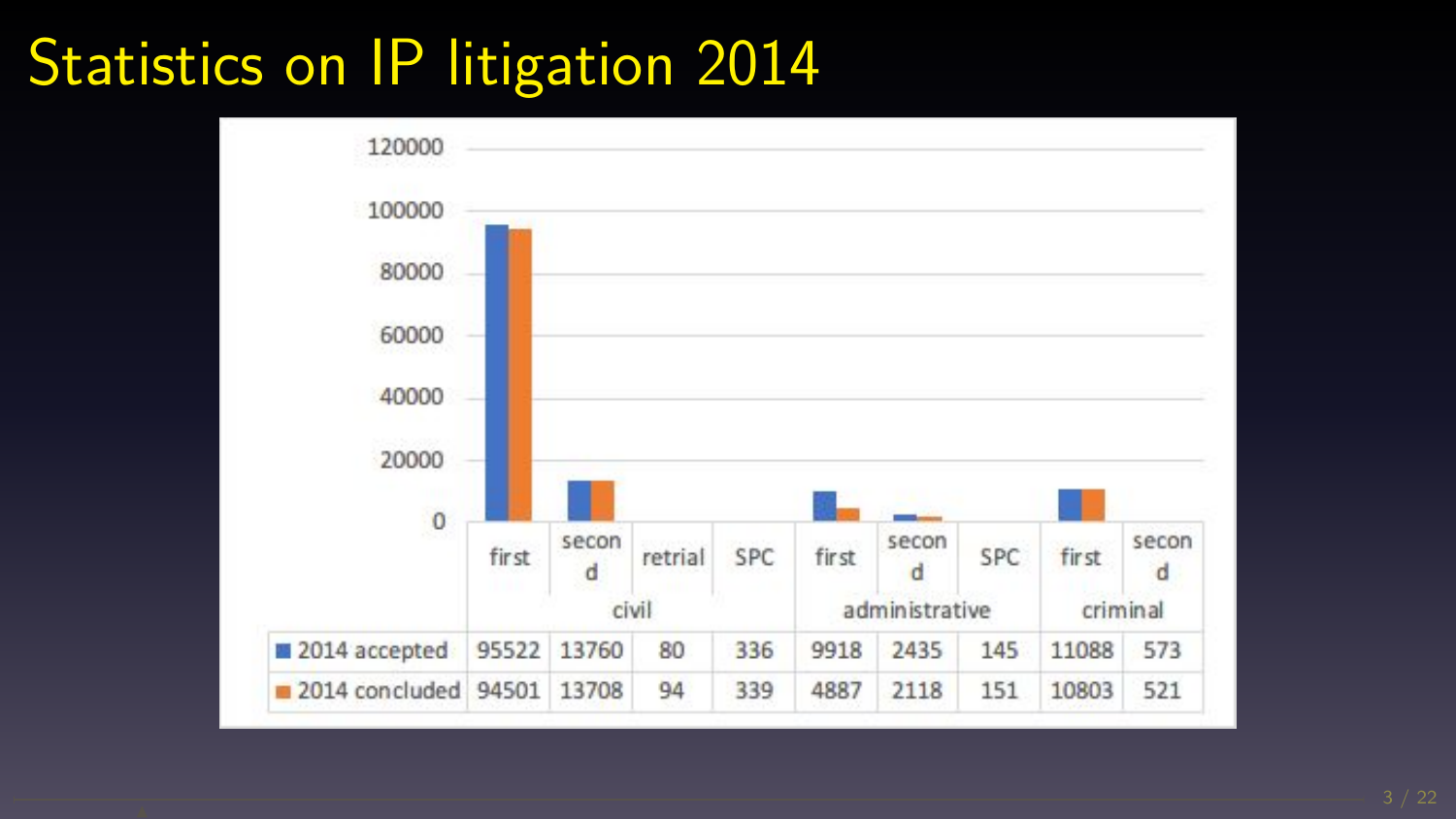# Statistics on IP litigation 2014

| | civil | | | | administrative | | | criminal | |
|---|---|---|---|---|---|---|---|---|---|
| | first | second | retrial | SPC | first | second | SPC | first | second |
| 2014 accepted | 95522 | 13760 | 80 | 336 | 9918 | 2435 | 145 | 11088 | 573 |
| 2014 concluded | 94501 | 13708 | 94 | 339 | 4887 | 2118 | 151 | 10803 | 521 |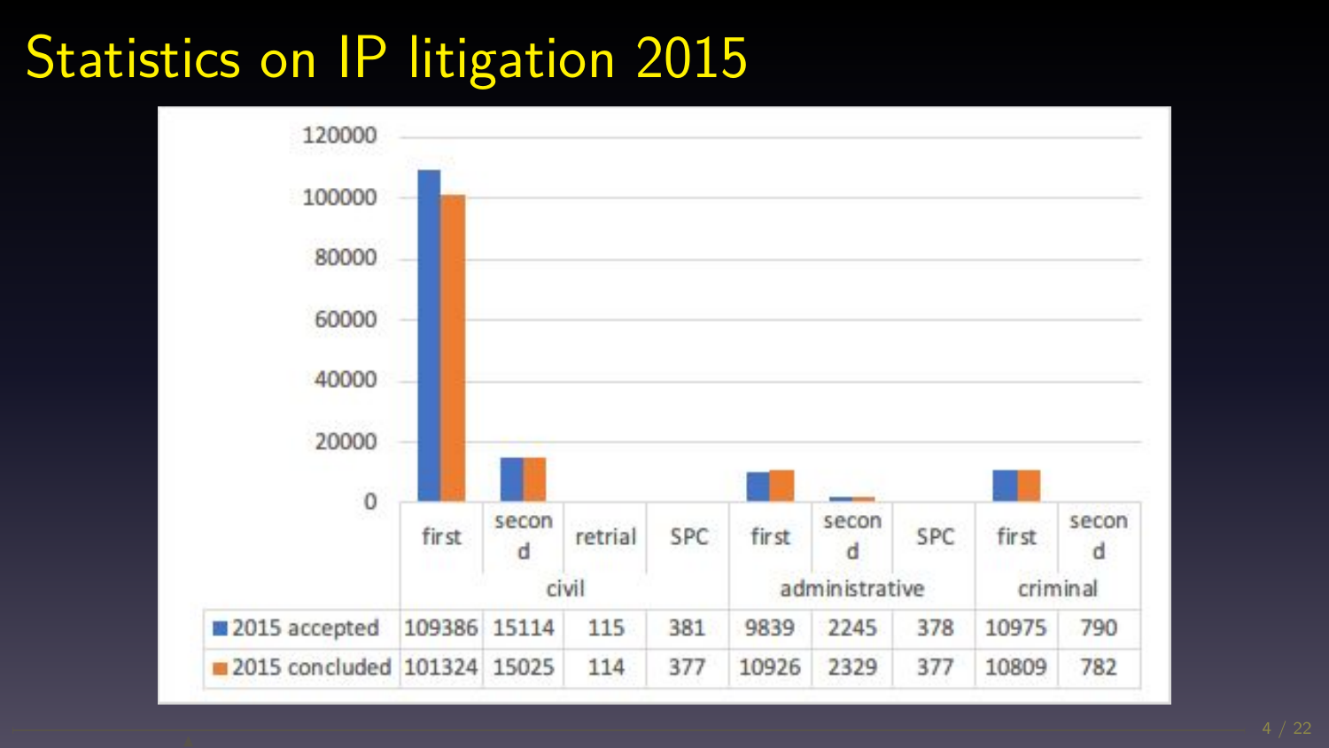# Statistics on IP litigation 2015

| | civil | | | | administrative | | | criminal | |
|---|---|---|---|---|---|---|---|---|---|
| | first | second | retrial | SPC | first | second | SPC | first | second |
| 2015 accepted | 109386 | 15114 | 115 | 381 | 9839 | 2245 | 378 | 10975 | 790 |
| 2015 concluded | 101324 | 15025 | 114 | 377 | 10926 | 2329 | 377 | 10809 | 782 |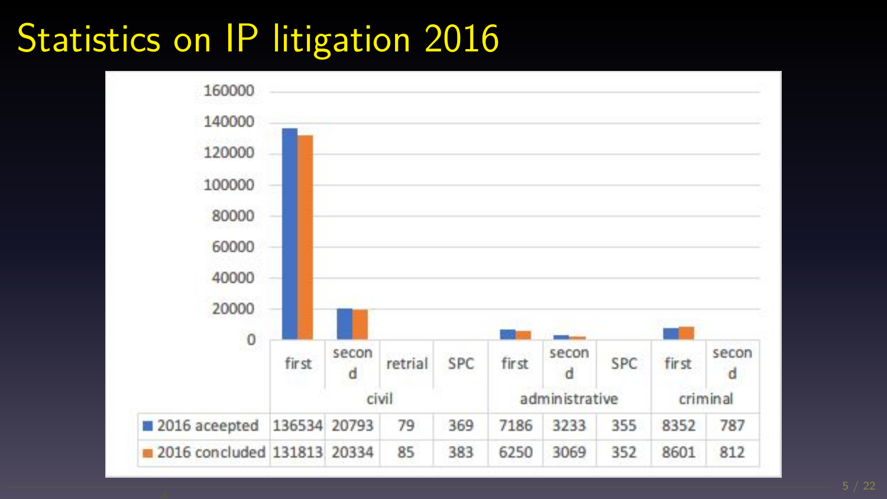# Statistics on IP litigation 2016

| | civil | | | | administrative | | | criminal | |
|---|---|---|---|---|---|---|---|---|---|
| | first | second | retrial | SPC | first | second | SPC | first | second |
| 2016 aceepted | 136534 | 20793 | 79 | 369 | 7186 | 3233 | 355 | 8352 | 787 |
| 2016 concluded | 131813 | 20334 | 85 | 383 | 6250 | 3069 | 352 | 8601 | 812 |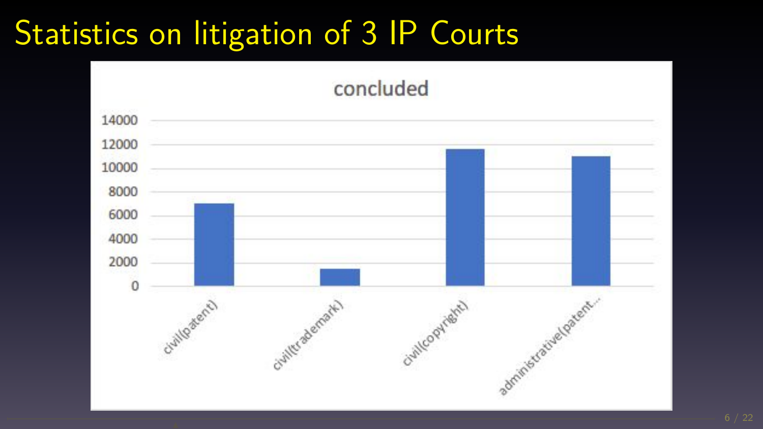# Statistics on litigation of 3 IP Courts

**concluded**

| Category | Concluded (approx.) |
| --- | --- |
| civil(patent) | 7000 |
| civil(trademark) | 1500 |
| civil(copyright) | 11600 |
| administrative(patent... | 11000 |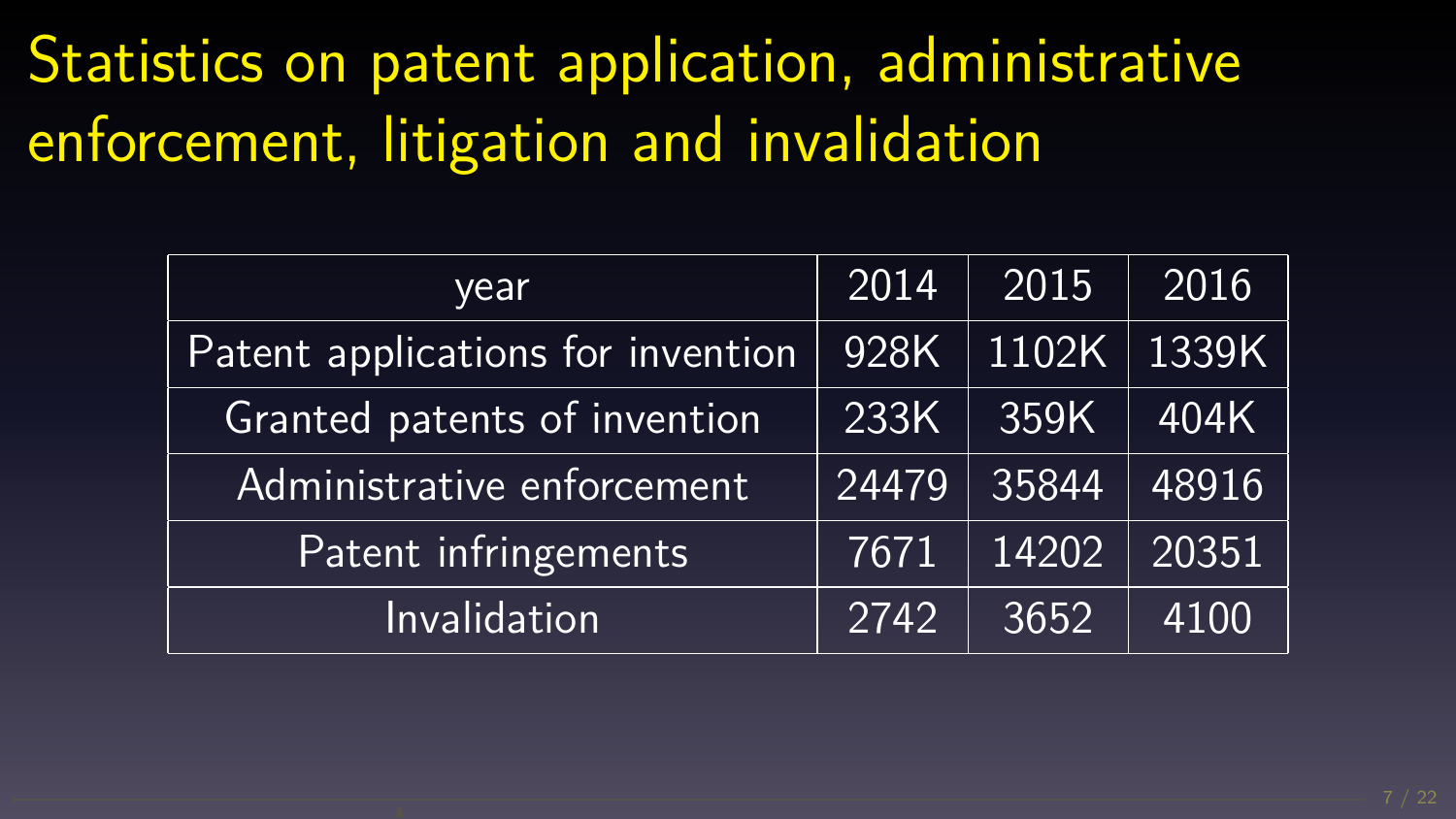# Statistics on patent application, administrative enforcement, litigation and invalidation

| year | 2014 | 2015 | 2016 |
|---|---|---|---|
| Patent applications for invention | 928K | 1102K | 1339K |
| Granted patents of invention | 233K | 359K | 404K |
| Administrative enforcement | 24479 | 35844 | 48916 |
| Patent infringements | 7671 | 14202 | 20351 |
| Invalidation | 2742 | 3652 | 4100 |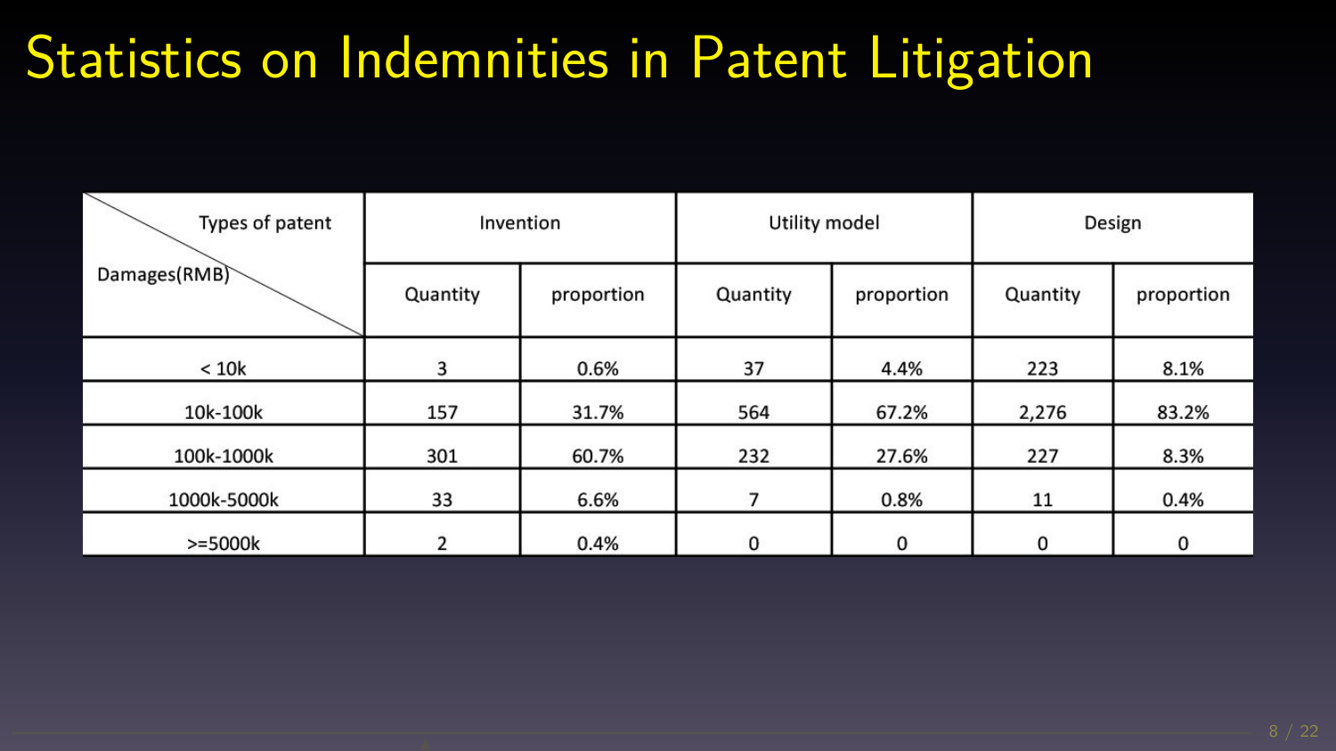# Statistics on Indemnities in Patent Litigation

| Damages(RMB) \ Types of patent | Invention | | Utility model | | Design | |
|---|---|---|---|---|---|---|
| | Quantity | proportion | Quantity | proportion | Quantity | proportion |
| < 10k | 3 | 0.6% | 37 | 4.4% | 223 | 8.1% |
| 10k-100k | 157 | 31.7% | 564 | 67.2% | 2,276 | 83.2% |
| 100k-1000k | 301 | 60.7% | 232 | 27.6% | 227 | 8.3% |
| 1000k-5000k | 33 | 6.6% | 7 | 0.8% | 11 | 0.4% |
| >=5000k | 2 | 0.4% | 0 | 0 | 0 | 0 |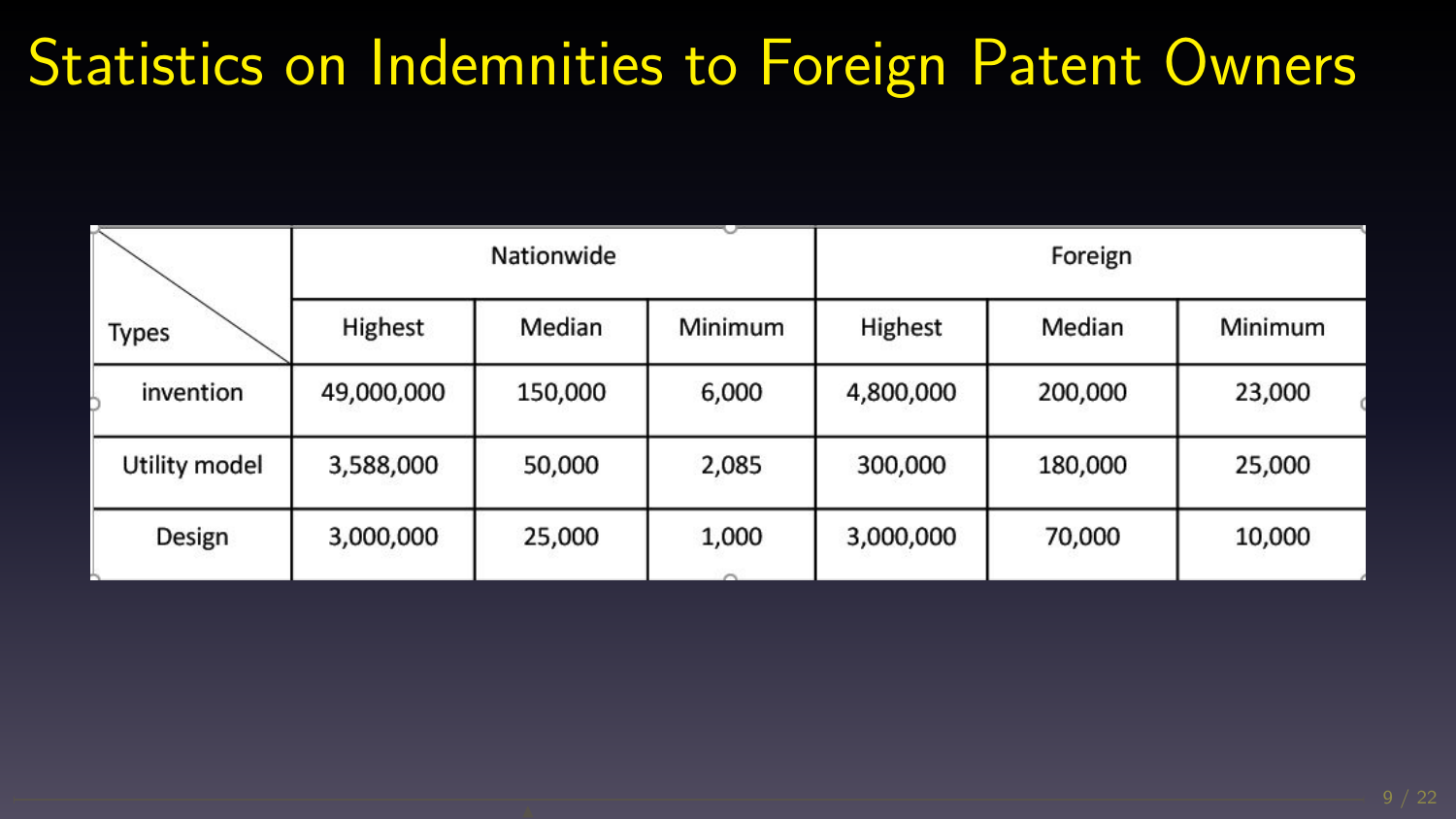# Statistics on Indemnities to Foreign Patent Owners

| Types | Nationwide | | | Foreign | | |
|---|---|---|---|---|---|---|
| | Highest | Median | Minimum | Highest | Median | Minimum |
| invention | 49,000,000 | 150,000 | 6,000 | 4,800,000 | 200,000 | 23,000 |
| Utility model | 3,588,000 | 50,000 | 2,085 | 300,000 | 180,000 | 25,000 |
| Design | 3,000,000 | 25,000 | 1,000 | 3,000,000 | 70,000 | 10,000 |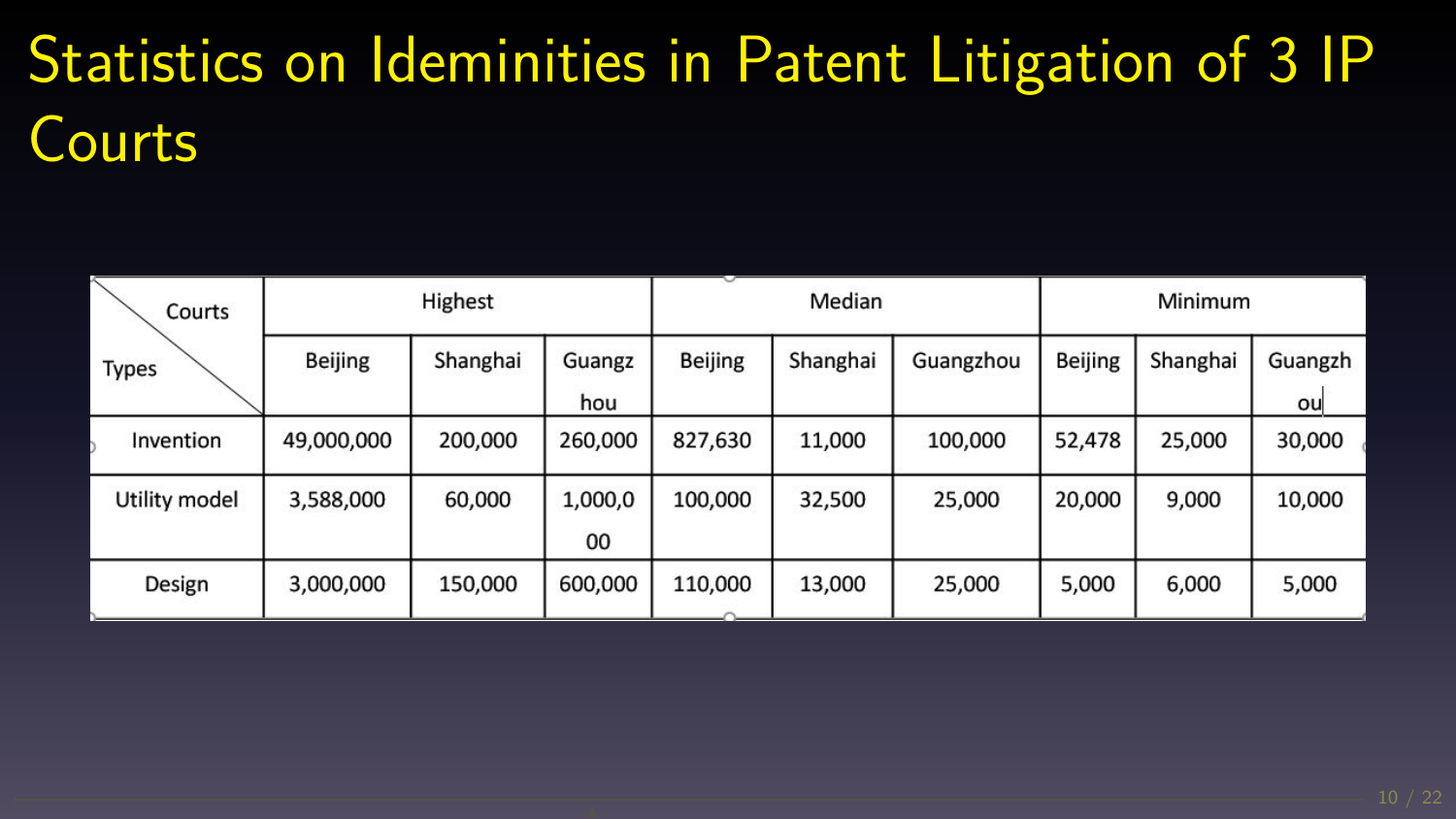# Statistics on Ideminities in Patent Litigation of 3 IP Courts

| Courts / Types | Highest | | | Median | | | Minimum | | |
|---|---|---|---|---|---|---|---|---|---|
| | Beijing | Shanghai | Guangzhou | Beijing | Shanghai | Guangzhou | Beijing | Shanghai | Guangzhou |
| Invention | 49,000,000 | 200,000 | 260,000 | 827,630 | 11,000 | 100,000 | 52,478 | 25,000 | 30,000 |
| Utility model | 3,588,000 | 60,000 | 1,000,000 | 100,000 | 32,500 | 25,000 | 20,000 | 9,000 | 10,000 |
| Design | 3,000,000 | 150,000 | 600,000 | 110,000 | 13,000 | 25,000 | 5,000 | 6,000 | 5,000 |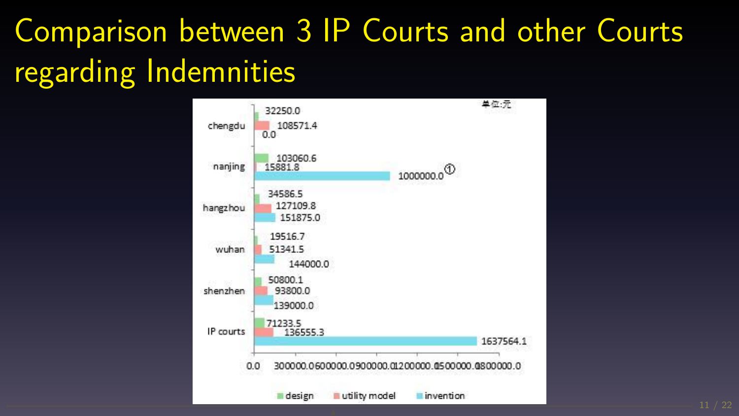# Comparison between 3 IP Courts and other Courts regarding Indemnities

单位:元

| | design | utility model | invention |
| --- | --- | --- | --- |
| chengdu | 32250.0 | 108571.4 | 0.0 |
| nanjing | 103060.6 | 15881.8 | 1000000.0① |
| hangzhou | 34586.5 | 127109.8 | 151875.0 |
| wuhan | 19516.7 | 51341.5 | 144000.0 |
| shenzhen | 50800.1 | 93800.0 | 139000.0 |
| IP courts | 71233.5 | 136555.3 | 1637564.1 |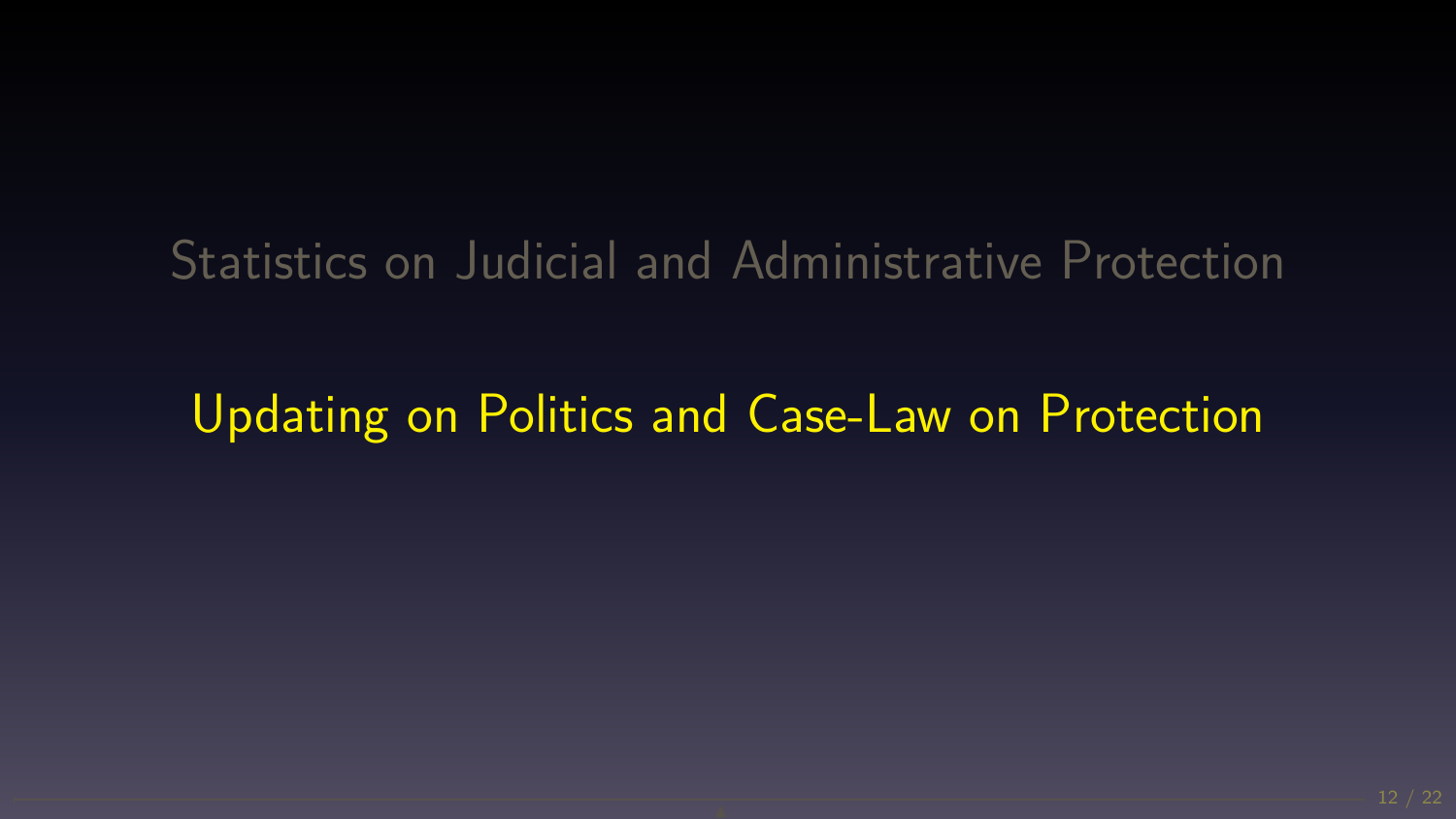Statistics on Judicial and Administrative Protection

Updating on Politics and Case-Law on Protection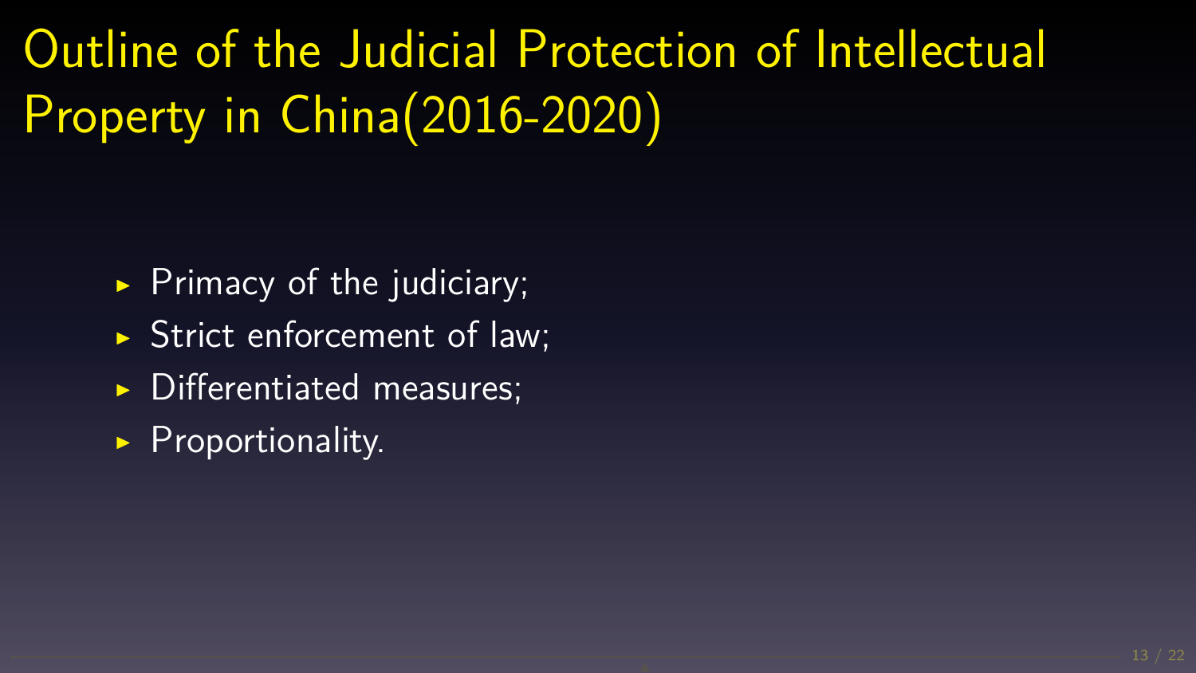# Outline of the Judicial Protection of Intellectual Property in China(2016-2020)

- Primacy of the judiciary;
- Strict enforcement of law;
- Differentiated measures;
- Proportionality.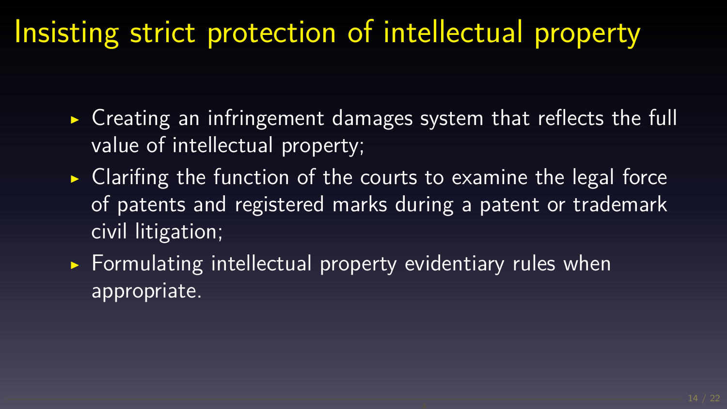# Insisting strict protection of intellectual property

- Creating an infringement damages system that reflects the full value of intellectual property;
- Clarifing the function of the courts to examine the legal force of patents and registered marks during a patent or trademark civil litigation;
- Formulating intellectual property evidentiary rules when appropriate.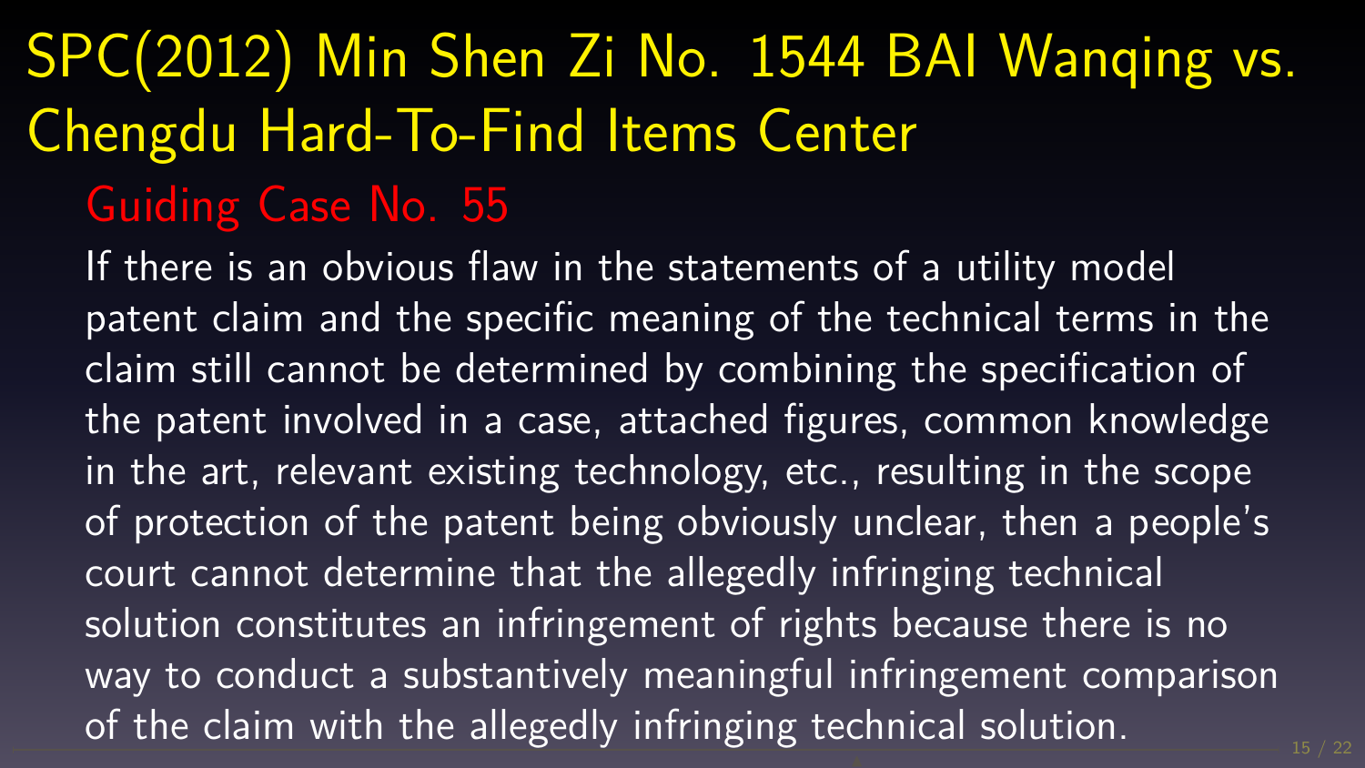# SPC(2012) Min Shen Zi No. 1544 BAI Wanqing vs. Chengdu Hard-To-Find Items Center

## Guiding Case No. 55

If there is an obvious flaw in the statements of a utility model patent claim and the specific meaning of the technical terms in the claim still cannot be determined by combining the specification of the patent involved in a case, attached figures, common knowledge in the art, relevant existing technology, etc., resulting in the scope of protection of the patent being obviously unclear, then a people's court cannot determine that the allegedly infringing technical solution constitutes an infringement of rights because there is no way to conduct a substantively meaningful infringement comparison of the claim with the allegedly infringing technical solution.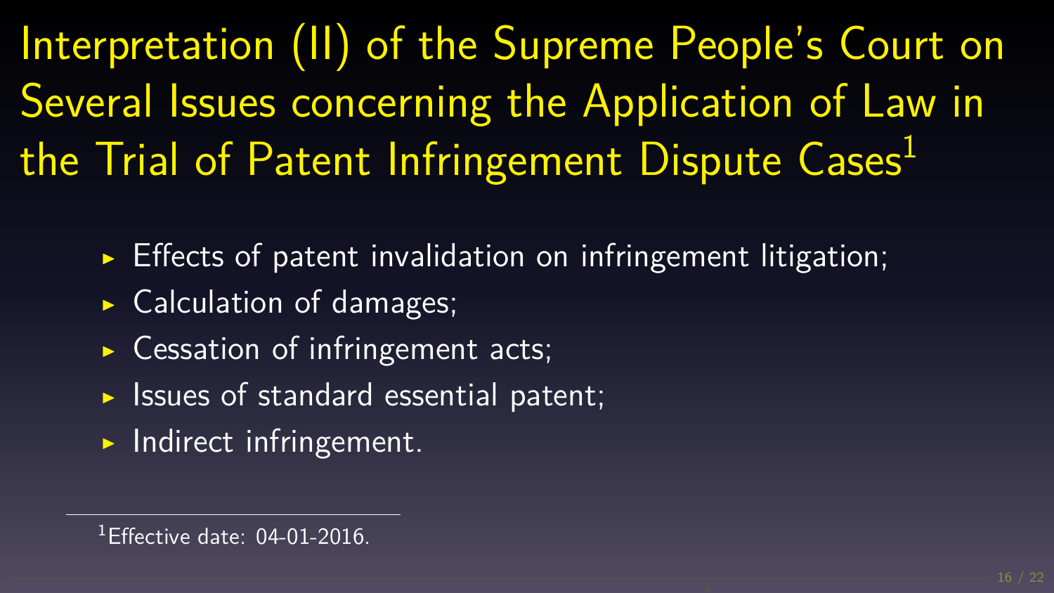# Interpretation (II) of the Supreme People's Court on Several Issues concerning the Application of Law in the Trial of Patent Infringement Dispute Cases[1]

- Effects of patent invalidation on infringement litigation;
- Calculation of damages;
- Cessation of infringement acts;
- Issues of standard essential patent;
- Indirect infringement.

[1] Effective date: 04-01-2016.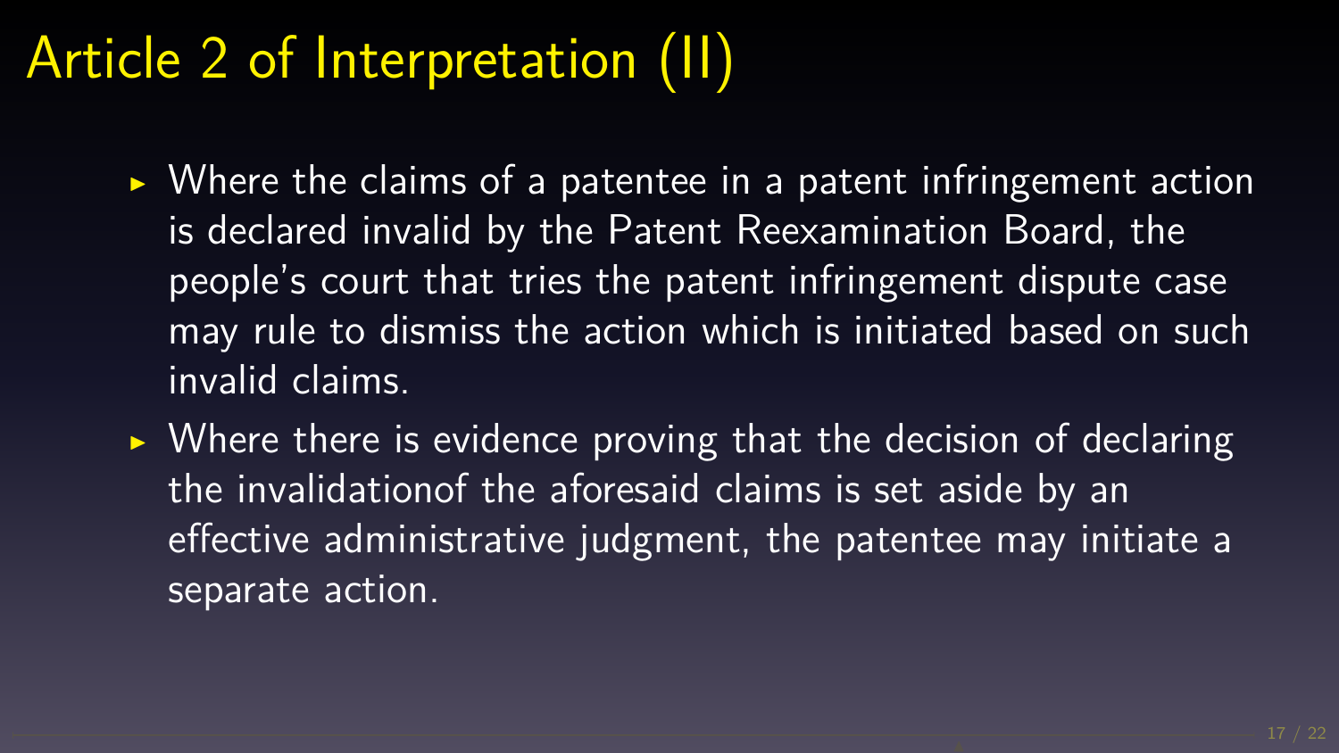# Article 2 of Interpretation (II)

- Where the claims of a patentee in a patent infringement action is declared invalid by the Patent Reexamination Board, the people's court that tries the patent infringement dispute case may rule to dismiss the action which is initiated based on such invalid claims.
- Where there is evidence proving that the decision of declaring the invalidationof the aforesaid claims is set aside by an effective administrative judgment, the patentee may initiate a separate action.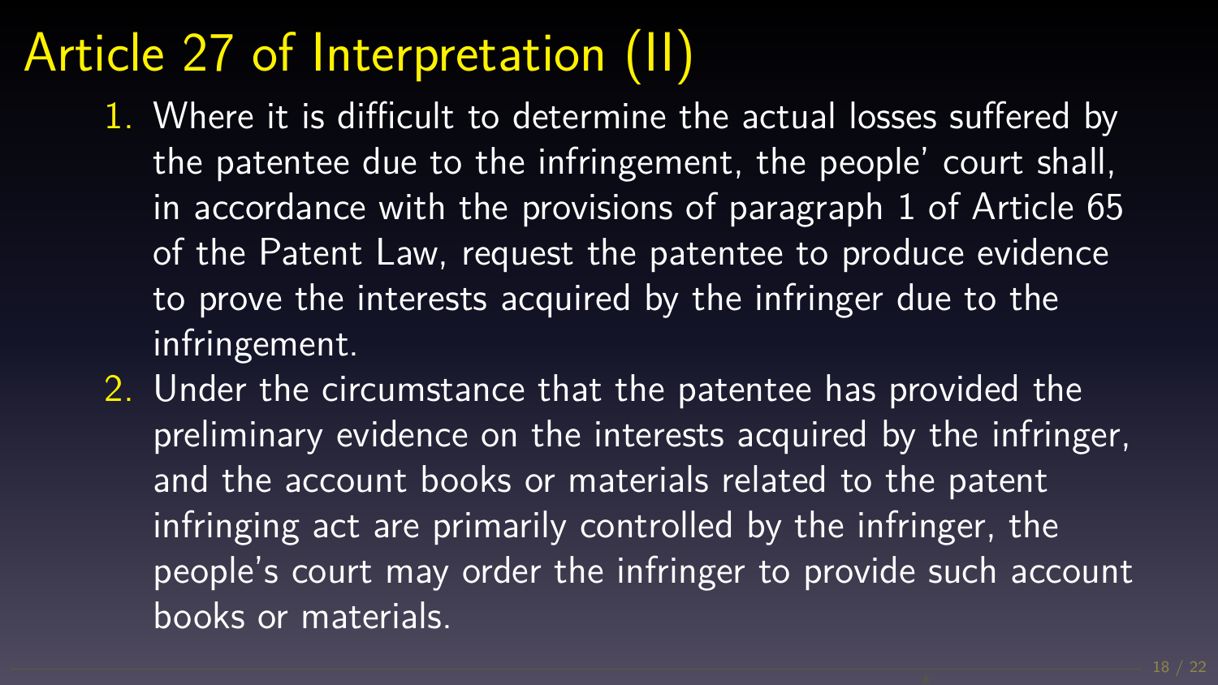# Article 27 of Interpretation (II)

1. Where it is difficult to determine the actual losses suffered by the patentee due to the infringement, the people' court shall, in accordance with the provisions of paragraph 1 of Article 65 of the Patent Law, request the patentee to produce evidence to prove the interests acquired by the infringer due to the infringement.
2. Under the circumstance that the patentee has provided the preliminary evidence on the interests acquired by the infringer, and the account books or materials related to the patent infringing act are primarily controlled by the infringer, the people's court may order the infringer to provide such account books or materials.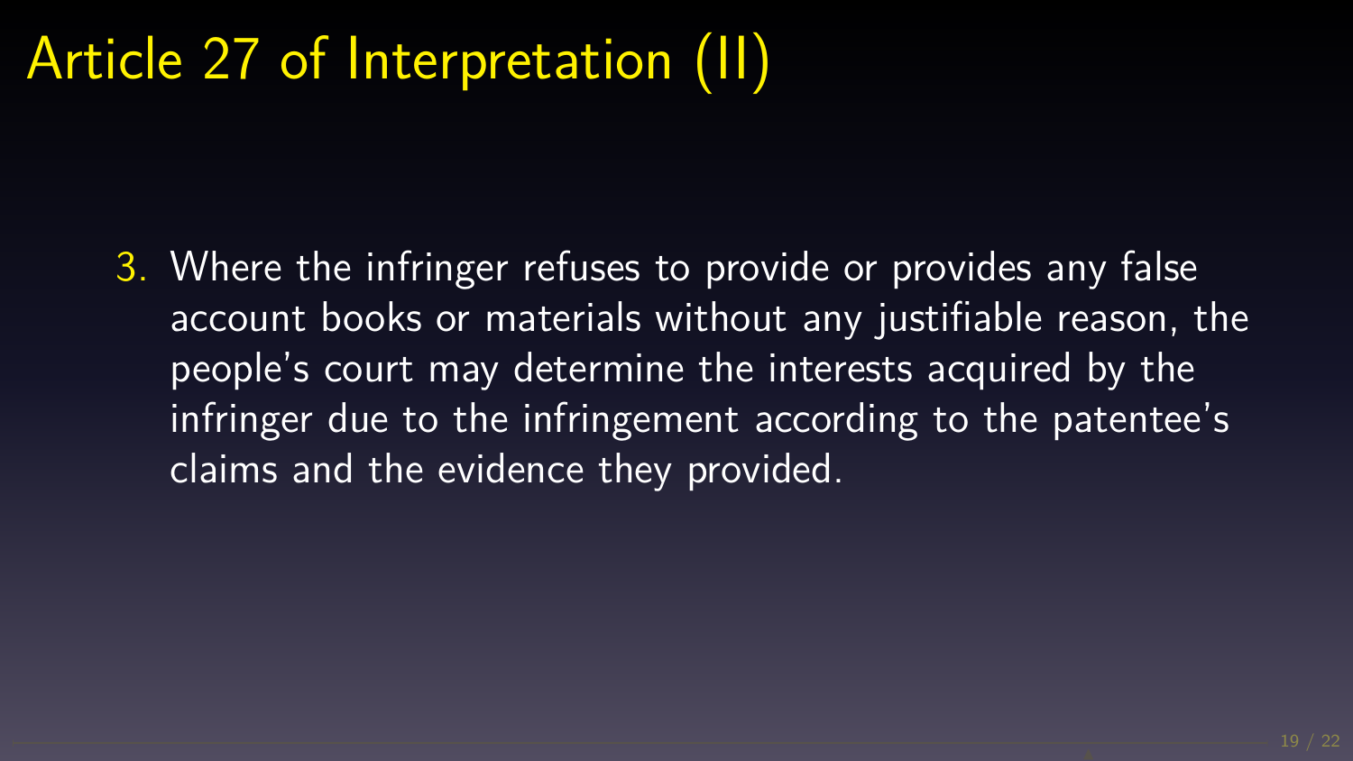# Article 27 of Interpretation (II)

3. Where the infringer refuses to provide or provides any false account books or materials without any justifiable reason, the people's court may determine the interests acquired by the infringer due to the infringement according to the patentee's claims and the evidence they provided.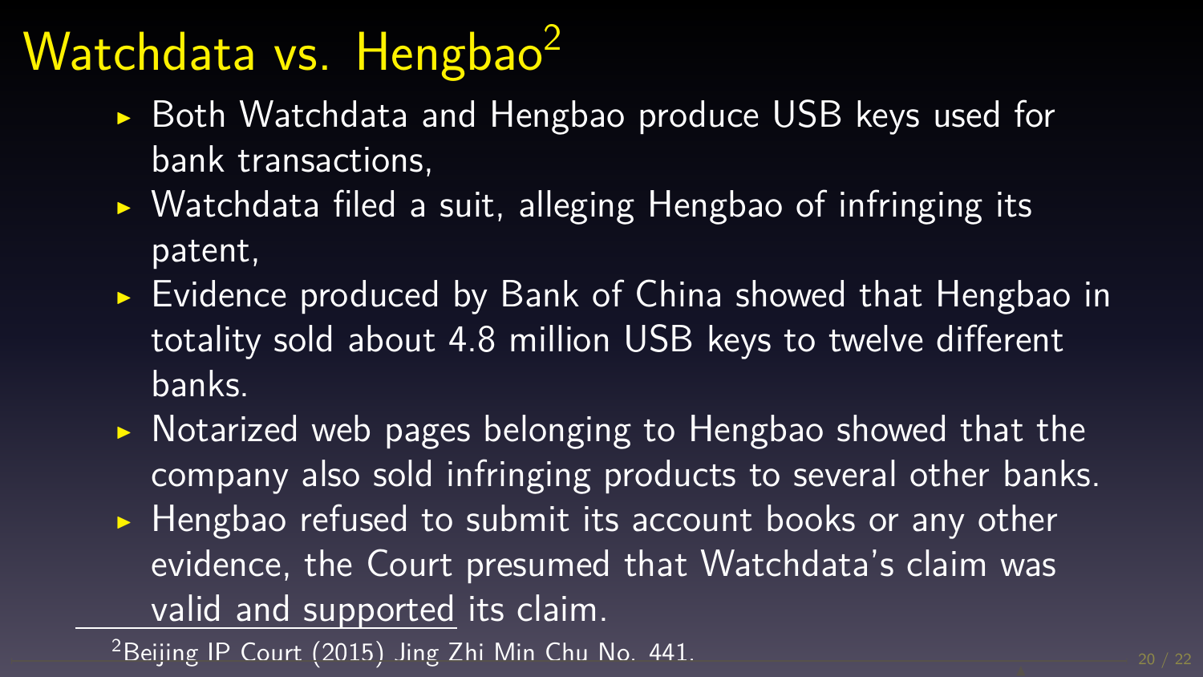# Watchdata vs. Hengbao[2]

- Both Watchdata and Hengbao produce USB keys used for bank transactions,
- Watchdata filed a suit, alleging Hengbao of infringing its patent,
- Evidence produced by Bank of China showed that Hengbao in totality sold about 4.8 million USB keys to twelve different banks.
- Notarized web pages belonging to Hengbao showed that the company also sold infringing products to several other banks.
- Hengbao refused to submit its account books or any other evidence, the Court presumed that Watchdata's claim was valid and supported its claim.

[2] Beijing IP Court (2015) Jing Zhi Min Chu No. 441.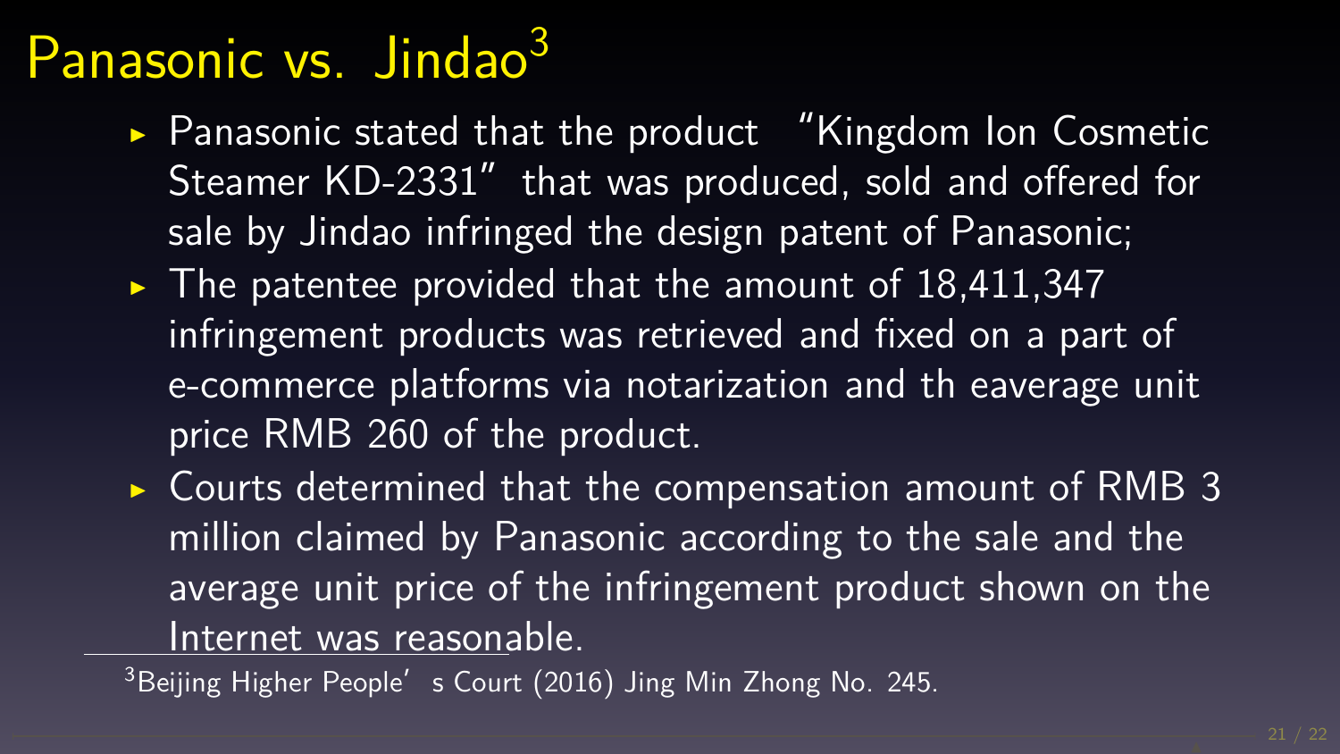# Panasonic vs. Jindao[3]

- Panasonic stated that the product "Kingdom Ion Cosmetic Steamer KD-2331" that was produced, sold and offered for sale by Jindao infringed the design patent of Panasonic;
- The patentee provided that the amount of 18,411,347 infringement products was retrieved and fixed on a part of e-commerce platforms via notarization and th eaverage unit price RMB 260 of the product.
- Courts determined that the compensation amount of RMB 3 million claimed by Panasonic according to the sale and the average unit price of the infringement product shown on the Internet was reasonable.

[3] Beijing Higher People's Court (2016) Jing Min Zhong No. 245.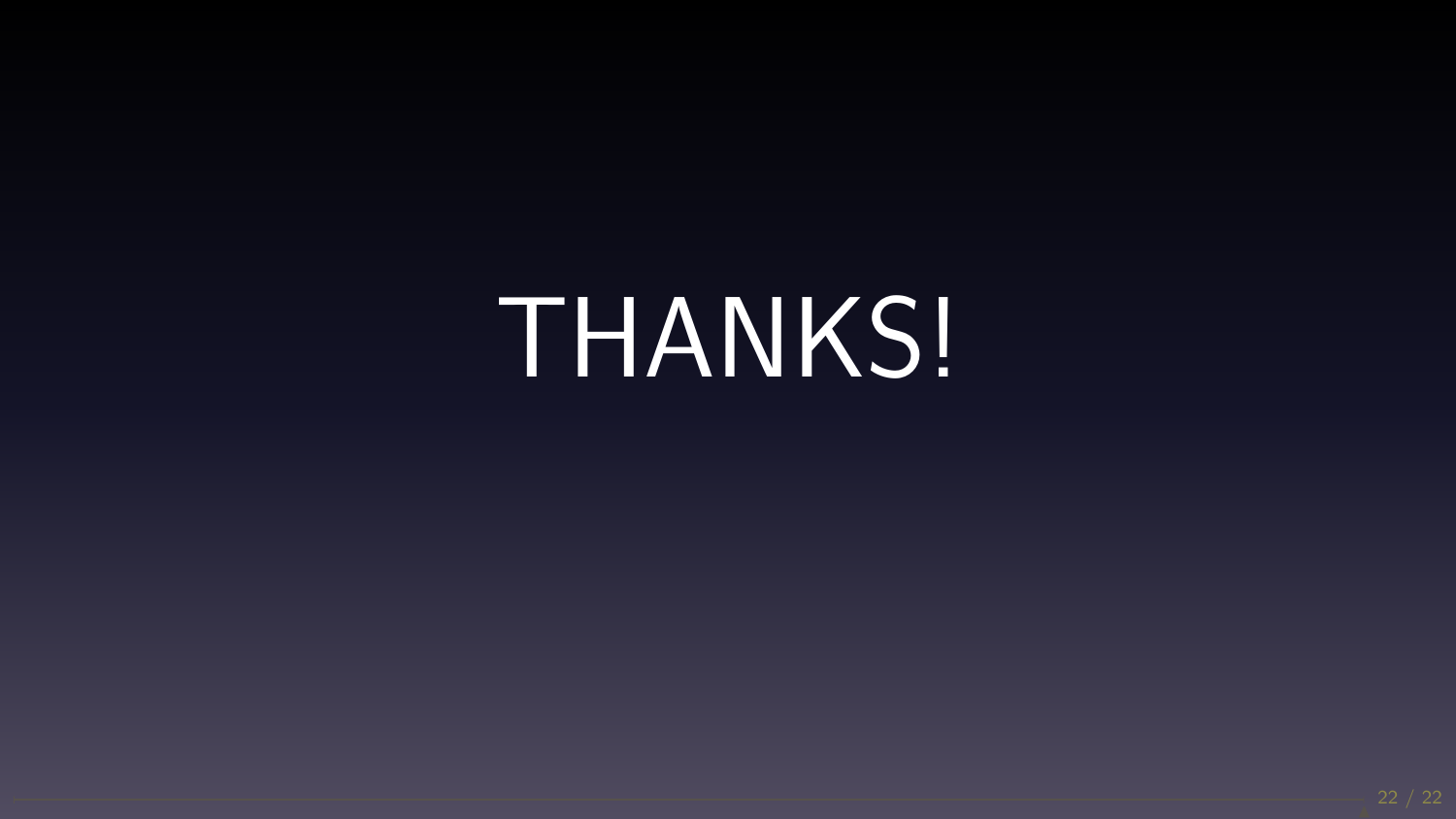# THANKS!